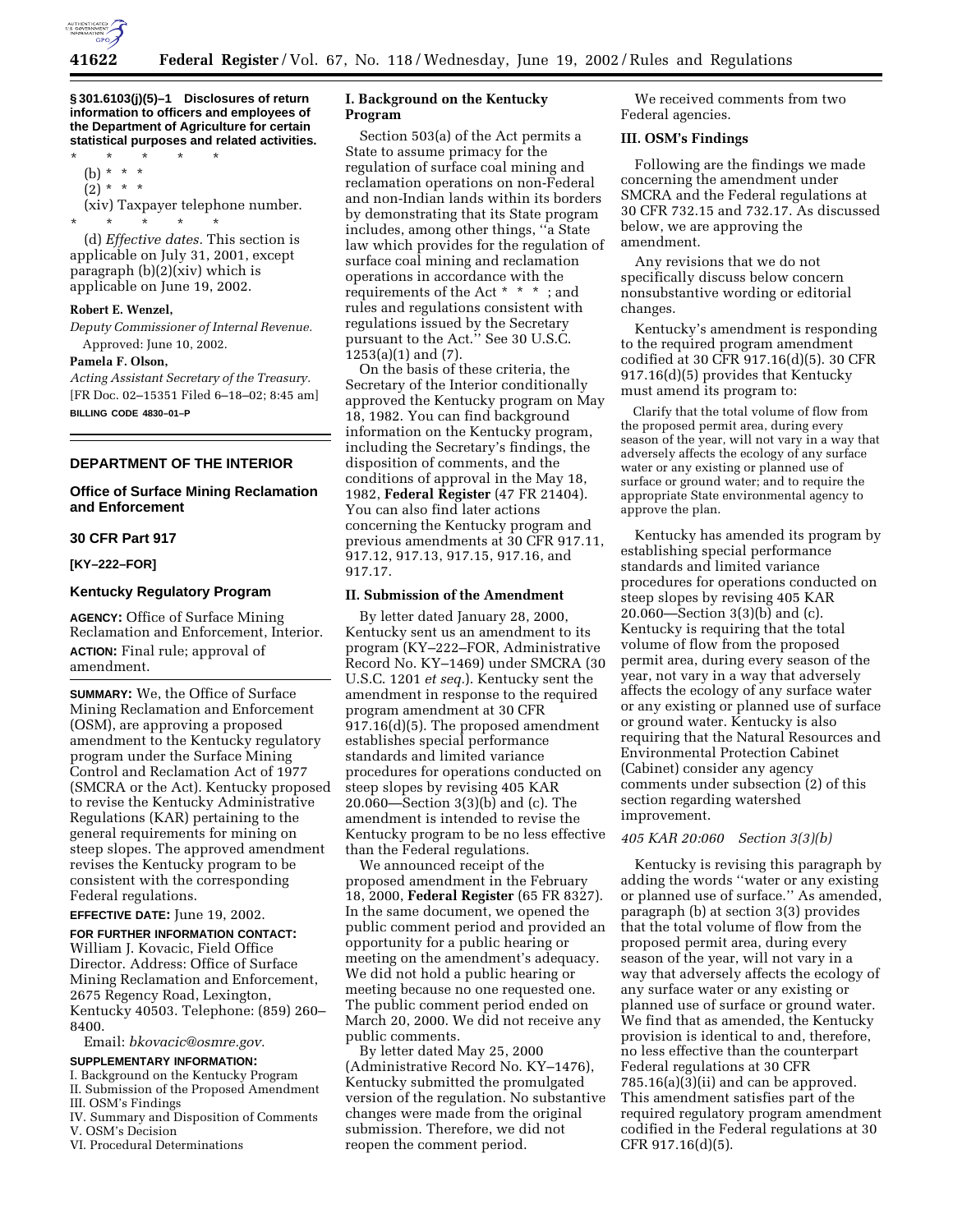**§ 301.6103(j)(5)–1 Disclosures of return information to officers and employees of the Department of Agriculture for certain statistical purposes and related activities.**

\* \* \* \* \*

(b) \* \* \*

(2) \* \* \*

(xiv) Taxpayer telephone number.

\* \* \* \* \*

(d) *Effective dates.* This section is applicable on July 31, 2001, except paragraph (b)(2)(xiv) which is applicable on June 19, 2002.

**Robert E. Wenzel,**

*Deputy Commissioner of Internal Revenue.*

Approved: June 10, 2002.

**Pamela F. Olson,**

*Acting Assistant Secretary of the Treasury.*

[FR Doc. 02–15351 Filed 6–18–02; 8:45 am]

**BILLING CODE 4830–01–P**

## DEPARTMENT OF THE INTERIOR

### Office of Surface Mining Reclamation and Enforcement

### 30 CFR Part 917

**[KY–222–FOR]**

### Kentucky Regulatory Program

**AGENCY:** Office of Surface Mining Reclamation and Enforcement, Interior.

**ACTION:** Final rule; approval of amendment.

**SUMMARY:** We, the Office of Surface Mining Reclamation and Enforcement (OSM), are approving a proposed amendment to the Kentucky regulatory program under the Surface Mining Control and Reclamation Act of 1977 (SMCRA or the Act). Kentucky proposed to revise the Kentucky Administrative Regulations (KAR) pertaining to the general requirements for mining on steep slopes. The approved amendment revises the Kentucky program to be consistent with the corresponding Federal regulations.

**EFFECTIVE DATE:** June 19, 2002.

**FOR FURTHER INFORMATION CONTACT:** William J. Kovacic, Field Office Director. Address: Office of Surface Mining Reclamation and Enforcement, 2675 Regency Road, Lexington, Kentucky 40503. Telephone: (859) 260–8400.

Email: *bkovacic@osmre.gov.*

**SUPPLEMENTARY INFORMATION:**

I. Background on the Kentucky Program
II. Submission of the Proposed Amendment
III. OSM's Findings
IV. Summary and Disposition of Comments
V. OSM's Decision
VI. Procedural Determinations

### I. Background on the Kentucky Program

Section 503(a) of the Act permits a State to assume primacy for the regulation of surface coal mining and reclamation operations on non-Federal and non-Indian lands within its borders by demonstrating that its State program includes, among other things, ''a State law which provides for the regulation of surface coal mining and reclamation operations in accordance with the requirements of the Act \* \* \* ; and rules and regulations consistent with regulations issued by the Secretary pursuant to the Act.'' See 30 U.S.C. 1253(a)(1) and (7).

On the basis of these criteria, the Secretary of the Interior conditionally approved the Kentucky program on May 18, 1982. You can find background information on the Kentucky program, including the Secretary's findings, the disposition of comments, and the conditions of approval in the May 18, 1982, **Federal Register** (47 FR 21404). You can also find later actions concerning the Kentucky program and previous amendments at 30 CFR 917.11, 917.12, 917.13, 917.15, 917.16, and 917.17.

### II. Submission of the Amendment

By letter dated January 28, 2000, Kentucky sent us an amendment to its program (KY–222–FOR, Administrative Record No. KY–1469) under SMCRA (30 U.S.C. 1201 *et seq.*). Kentucky sent the amendment in response to the required program amendment at 30 CFR 917.16(d)(5). The proposed amendment establishes special performance standards and limited variance procedures for operations conducted on steep slopes by revising 405 KAR 20.060—Section 3(3)(b) and (c). The amendment is intended to revise the Kentucky program to be no less effective than the Federal regulations.

We announced receipt of the proposed amendment in the February 18, 2000, **Federal Register** (65 FR 8327). In the same document, we opened the public comment period and provided an opportunity for a public hearing or meeting on the amendment's adequacy. We did not hold a public hearing or meeting because no one requested one. The public comment period ended on March 20, 2000. We did not receive any public comments.

By letter dated May 25, 2000 (Administrative Record No. KY–1476), Kentucky submitted the promulgated version of the regulation. No substantive changes were made from the original submission. Therefore, we did not reopen the comment period.

We received comments from two Federal agencies.

### III. OSM's Findings

Following are the findings we made concerning the amendment under SMCRA and the Federal regulations at 30 CFR 732.15 and 732.17. As discussed below, we are approving the amendment.

Any revisions that we do not specifically discuss below concern nonsubstantive wording or editorial changes.

Kentucky's amendment is responding to the required program amendment codified at 30 CFR 917.16(d)(5). 30 CFR 917.16(d)(5) provides that Kentucky must amend its program to:

> Clarify that the total volume of flow from the proposed permit area, during every season of the year, will not vary in a way that adversely affects the ecology of any surface water or any existing or planned use of surface or ground water; and to require the appropriate State environmental agency to approve the plan.

Kentucky has amended its program by establishing special performance standards and limited variance procedures for operations conducted on steep slopes by revising 405 KAR 20.060—Section 3(3)(b) and (c). Kentucky is requiring that the total volume of flow from the proposed permit area, during every season of the year, not vary in a way that adversely affects the ecology of any surface water or any existing or planned use of surface or ground water. Kentucky is also requiring that the Natural Resources and Environmental Protection Cabinet (Cabinet) consider any agency comments under subsection (2) of this section regarding watershed improvement.

#### *405 KAR 20:060 Section 3(3)(b)*

Kentucky is revising this paragraph by adding the words ''water or any existing or planned use of surface.'' As amended, paragraph (b) at section 3(3) provides that the total volume of flow from the proposed permit area, during every season of the year, will not vary in a way that adversely affects the ecology of any surface water or any existing or planned use of surface or ground water. We find that as amended, the Kentucky provision is identical to and, therefore, no less effective than the counterpart Federal regulations at 30 CFR 785.16(a)(3)(ii) and can be approved. This amendment satisfies part of the required regulatory program amendment codified in the Federal regulations at 30 CFR 917.16(d)(5).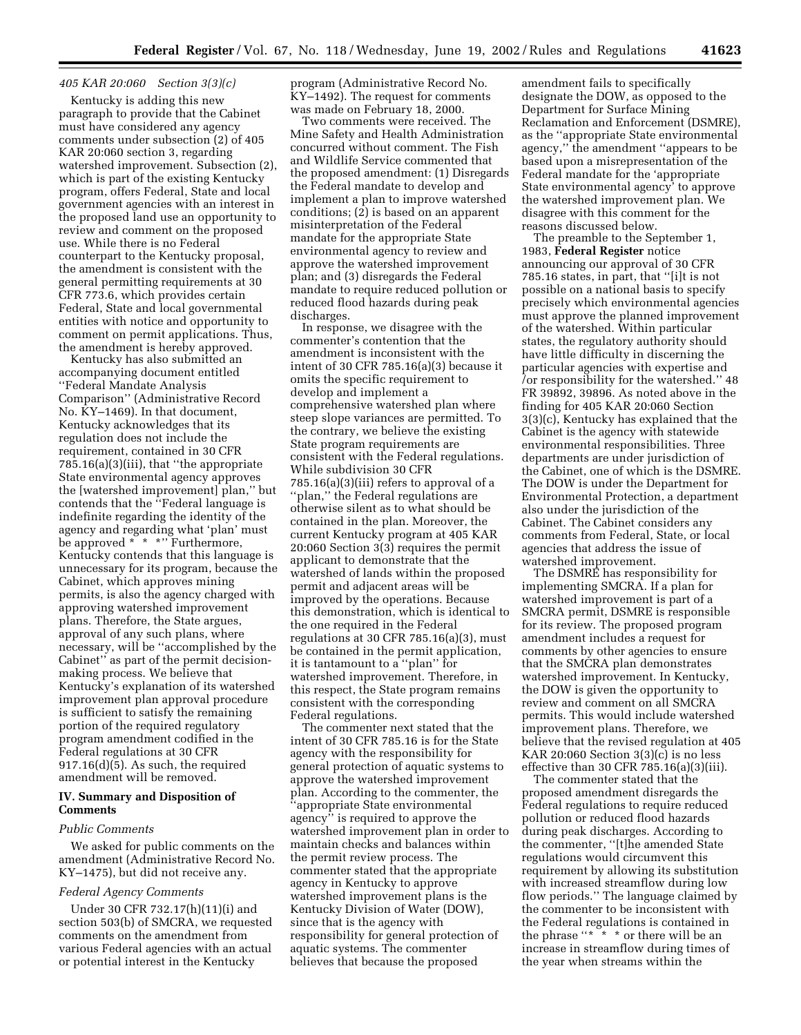*405 KAR 20:060 Section 3(3)(c)*

Kentucky is adding this new paragraph to provide that the Cabinet must have considered any agency comments under subsection (2) of 405 KAR 20:060 section 3, regarding watershed improvement. Subsection (2), which is part of the existing Kentucky program, offers Federal, State and local government agencies with an interest in the proposed land use an opportunity to review and comment on the proposed use. While there is no Federal counterpart to the Kentucky proposal, the amendment is consistent with the general permitting requirements at 30 CFR 773.6, which provides certain Federal, State and local governmental entities with notice and opportunity to comment on permit applications. Thus, the amendment is hereby approved.

Kentucky has also submitted an accompanying document entitled ''Federal Mandate Analysis Comparison'' (Administrative Record No. KY–1469). In that document, Kentucky acknowledges that its regulation does not include the requirement, contained in 30 CFR 785.16(a)(3)(iii), that ''the appropriate State environmental agency approves the [watershed improvement] plan,'' but contends that the ''Federal language is indefinite regarding the identity of the agency and regarding what 'plan' must be approved * * *'' Furthermore, Kentucky contends that this language is unnecessary for its program, because the Cabinet, which approves mining permits, is also the agency charged with approving watershed improvement plans. Therefore, the State argues, approval of any such plans, where necessary, will be ''accomplished by the Cabinet'' as part of the permit decision-making process. We believe that Kentucky's explanation of its watershed improvement plan approval procedure is sufficient to satisfy the remaining portion of the required regulatory program amendment codified in the Federal regulations at 30 CFR 917.16(d)(5). As such, the required amendment will be removed.

## IV. Summary and Disposition of Comments

*Public Comments*

We asked for public comments on the amendment (Administrative Record No. KY–1475), but did not receive any.

*Federal Agency Comments*

Under 30 CFR 732.17(h)(11)(i) and section 503(b) of SMCRA, we requested comments on the amendment from various Federal agencies with an actual or potential interest in the Kentucky program (Administrative Record No. KY–1492). The request for comments was made on February 18, 2000.

Two comments were received. The Mine Safety and Health Administration concurred without comment. The Fish and Wildlife Service commented that the proposed amendment: (1) Disregards the Federal mandate to develop and implement a plan to improve watershed conditions; (2) is based on an apparent misinterpretation of the Federal mandate for the appropriate State environmental agency to review and approve the watershed improvement plan; and (3) disregards the Federal mandate to require reduced pollution or reduced flood hazards during peak discharges.

In response, we disagree with the commenter's contention that the amendment is inconsistent with the intent of 30 CFR 785.16(a)(3) because it omits the specific requirement to develop and implement a comprehensive watershed plan where steep slope variances are permitted. To the contrary, we believe the existing State program requirements are consistent with the Federal regulations. While subdivision 30 CFR 785.16(a)(3)(iii) refers to approval of a ''plan,'' the Federal regulations are otherwise silent as to what should be contained in the plan. Moreover, the current Kentucky program at 405 KAR 20:060 Section 3(3) requires the permit applicant to demonstrate that the watershed of lands within the proposed permit and adjacent areas will be improved by the operations. Because this demonstration, which is identical to the one required in the Federal regulations at 30 CFR 785.16(a)(3), must be contained in the permit application, it is tantamount to a ''plan'' for watershed improvement. Therefore, in this respect, the State program remains consistent with the corresponding Federal regulations.

The commenter next stated that the intent of 30 CFR 785.16 is for the State agency with the responsibility for general protection of aquatic systems to approve the watershed improvement plan. According to the commenter, the ''appropriate State environmental agency'' is required to approve the watershed improvement plan in order to maintain checks and balances within the permit review process. The commenter stated that the appropriate agency in Kentucky to approve watershed improvement plans is the Kentucky Division of Water (DOW), since that is the agency with responsibility for general protection of aquatic systems. The commenter believes that because the proposed amendment fails to specifically designate the DOW, as opposed to the Department for Surface Mining Reclamation and Enforcement (DSMRE), as the ''appropriate State environmental agency,'' the amendment ''appears to be based upon a misrepresentation of the Federal mandate for the 'appropriate State environmental agency' to approve the watershed improvement plan. We disagree with this comment for the reasons discussed below.

The preamble to the September 1, 1983, **Federal Register** notice announcing our approval of 30 CFR 785.16 states, in part, that ''[i]t is not possible on a national basis to specify precisely which environmental agencies must approve the planned improvement of the watershed. Within particular states, the regulatory authority should have little difficulty in discerning the particular agencies with expertise and /or responsibility for the watershed.'' 48 FR 39892, 39896. As noted above in the finding for 405 KAR 20:060 Section 3(3)(c), Kentucky has explained that the Cabinet is the agency with statewide environmental responsibilities. Three departments are under jurisdiction of the Cabinet, one of which is the DSMRE. The DOW is under the Department for Environmental Protection, a department also under the jurisdiction of the Cabinet. The Cabinet considers any comments from Federal, State, or local agencies that address the issue of watershed improvement.

The DSMRE has responsibility for implementing SMCRA. If a plan for watershed improvement is part of a SMCRA permit, DSMRE is responsible for its review. The proposed program amendment includes a request for comments by other agencies to ensure that the SMCRA plan demonstrates watershed improvement. In Kentucky, the DOW is given the opportunity to review and comment on all SMCRA permits. This would include watershed improvement plans. Therefore, we believe that the revised regulation at 405 KAR 20:060 Section 3(3)(c) is no less effective than 30 CFR 785.16(a)(3)(iii).

The commenter stated that the proposed amendment disregards the Federal regulations to require reduced pollution or reduced flood hazards during peak discharges. According to the commenter, ''[t]he amended State regulations would circumvent this requirement by allowing its substitution with increased streamflow during low flow periods.'' The language claimed by the commenter to be inconsistent with the Federal regulations is contained in the phrase ''* * * or there will be an increase in streamflow during times of the year when streams within the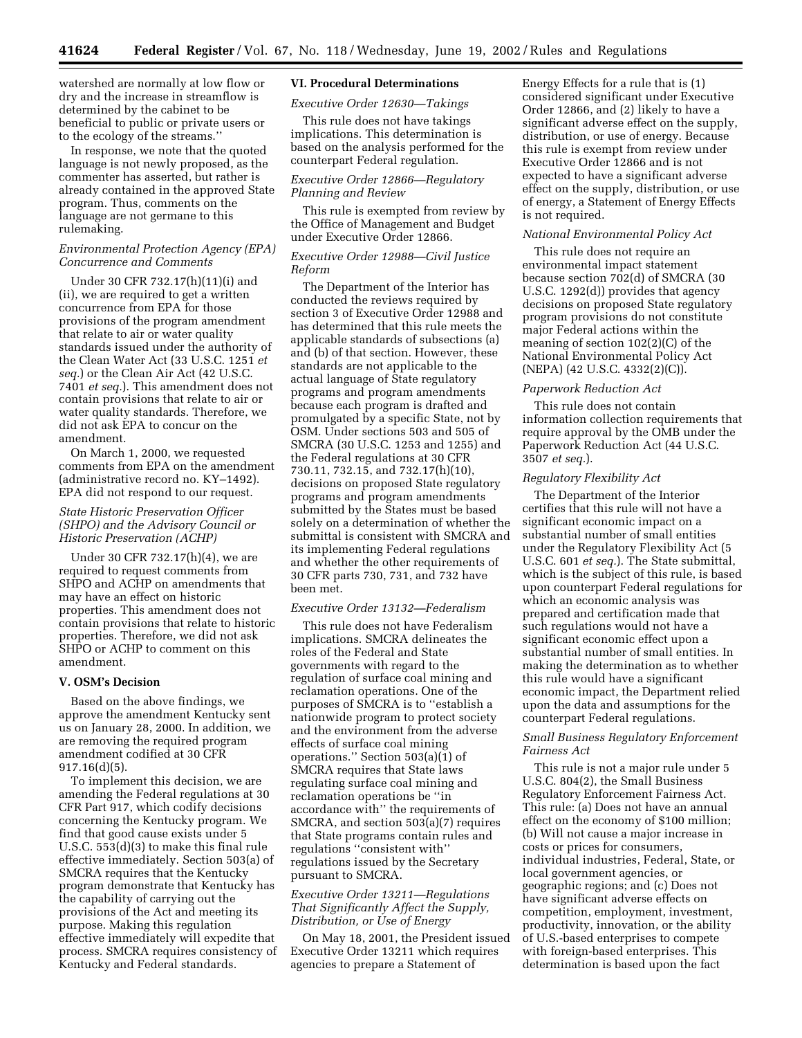watershed are normally at low flow or dry and the increase in streamflow is determined by the cabinet to be beneficial to public or private users or to the ecology of the streams.''

In response, we note that the quoted language is not newly proposed, as the commenter has asserted, but rather is already contained in the approved State program. Thus, comments on the language are not germane to this rulemaking.

*Environmental Protection Agency (EPA) Concurrence and Comments*

Under 30 CFR 732.17(h)(11)(i) and (ii), we are required to get a written concurrence from EPA for those provisions of the program amendment that relate to air or water quality standards issued under the authority of the Clean Water Act (33 U.S.C. 1251 *et seq.*) or the Clean Air Act (42 U.S.C. 7401 *et seq.*). This amendment does not contain provisions that relate to air or water quality standards. Therefore, we did not ask EPA to concur on the amendment.

On March 1, 2000, we requested comments from EPA on the amendment (administrative record no. KY–1492). EPA did not respond to our request.

*State Historic Preservation Officer (SHPO) and the Advisory Council or Historic Preservation (ACHP)*

Under 30 CFR 732.17(h)(4), we are required to request comments from SHPO and ACHP on amendments that may have an effect on historic properties. This amendment does not contain provisions that relate to historic properties. Therefore, we did not ask SHPO or ACHP to comment on this amendment.

## V. OSM's Decision

Based on the above findings, we approve the amendment Kentucky sent us on January 28, 2000. In addition, we are removing the required program amendment codified at 30 CFR 917.16(d)(5).

To implement this decision, we are amending the Federal regulations at 30 CFR Part 917, which codify decisions concerning the Kentucky program. We find that good cause exists under 5 U.S.C. 553(d)(3) to make this final rule effective immediately. Section 503(a) of SMCRA requires that the Kentucky program demonstrate that Kentucky has the capability of carrying out the provisions of the Act and meeting its purpose. Making this regulation effective immediately will expedite that process. SMCRA requires consistency of Kentucky and Federal standards.

## VI. Procedural Determinations

*Executive Order 12630—Takings*

This rule does not have takings implications. This determination is based on the analysis performed for the counterpart Federal regulation.

*Executive Order 12866—Regulatory Planning and Review*

This rule is exempted from review by the Office of Management and Budget under Executive Order 12866.

*Executive Order 12988—Civil Justice Reform*

The Department of the Interior has conducted the reviews required by section 3 of Executive Order 12988 and has determined that this rule meets the applicable standards of subsections (a) and (b) of that section. However, these standards are not applicable to the actual language of State regulatory programs and program amendments because each program is drafted and promulgated by a specific State, not by OSM. Under sections 503 and 505 of SMCRA (30 U.S.C. 1253 and 1255) and the Federal regulations at 30 CFR 730.11, 732.15, and 732.17(h)(10), decisions on proposed State regulatory programs and program amendments submitted by the States must be based solely on a determination of whether the submittal is consistent with SMCRA and its implementing Federal regulations and whether the other requirements of 30 CFR parts 730, 731, and 732 have been met.

*Executive Order 13132—Federalism*

This rule does not have Federalism implications. SMCRA delineates the roles of the Federal and State governments with regard to the regulation of surface coal mining and reclamation operations. One of the purposes of SMCRA is to ''establish a nationwide program to protect society and the environment from the adverse effects of surface coal mining operations.'' Section 503(a)(1) of SMCRA requires that State laws regulating surface coal mining and reclamation operations be ''in accordance with'' the requirements of SMCRA, and section 503(a)(7) requires that State programs contain rules and regulations ''consistent with'' regulations issued by the Secretary pursuant to SMCRA.

*Executive Order 13211—Regulations That Significantly Affect the Supply, Distribution, or Use of Energy*

On May 18, 2001, the President issued Executive Order 13211 which requires agencies to prepare a Statement of Energy Effects for a rule that is (1) considered significant under Executive Order 12866, and (2) likely to have a significant adverse effect on the supply, distribution, or use of energy. Because this rule is exempt from review under Executive Order 12866 and is not expected to have a significant adverse effect on the supply, distribution, or use of energy, a Statement of Energy Effects is not required.

*National Environmental Policy Act*

This rule does not require an environmental impact statement because section 702(d) of SMCRA (30 U.S.C. 1292(d)) provides that agency decisions on proposed State regulatory program provisions do not constitute major Federal actions within the meaning of section 102(2)(C) of the National Environmental Policy Act (NEPA) (42 U.S.C. 4332(2)(C)).

*Paperwork Reduction Act*

This rule does not contain information collection requirements that require approval by the OMB under the Paperwork Reduction Act (44 U.S.C. 3507 *et seq.*).

*Regulatory Flexibility Act*

The Department of the Interior certifies that this rule will not have a significant economic impact on a substantial number of small entities under the Regulatory Flexibility Act (5 U.S.C. 601 *et seq.*). The State submittal, which is the subject of this rule, is based upon counterpart Federal regulations for which an economic analysis was prepared and certification made that such regulations would not have a significant economic effect upon a substantial number of small entities. In making the determination as to whether this rule would have a significant economic impact, the Department relied upon the data and assumptions for the counterpart Federal regulations.

*Small Business Regulatory Enforcement Fairness Act*

This rule is not a major rule under 5 U.S.C. 804(2), the Small Business Regulatory Enforcement Fairness Act. This rule: (a) Does not have an annual effect on the economy of $100 million; (b) Will not cause a major increase in costs or prices for consumers, individual industries, Federal, State, or local government agencies, or geographic regions; and (c) Does not have significant adverse effects on competition, employment, investment, productivity, innovation, or the ability of U.S.-based enterprises to compete with foreign-based enterprises. This determination is based upon the fact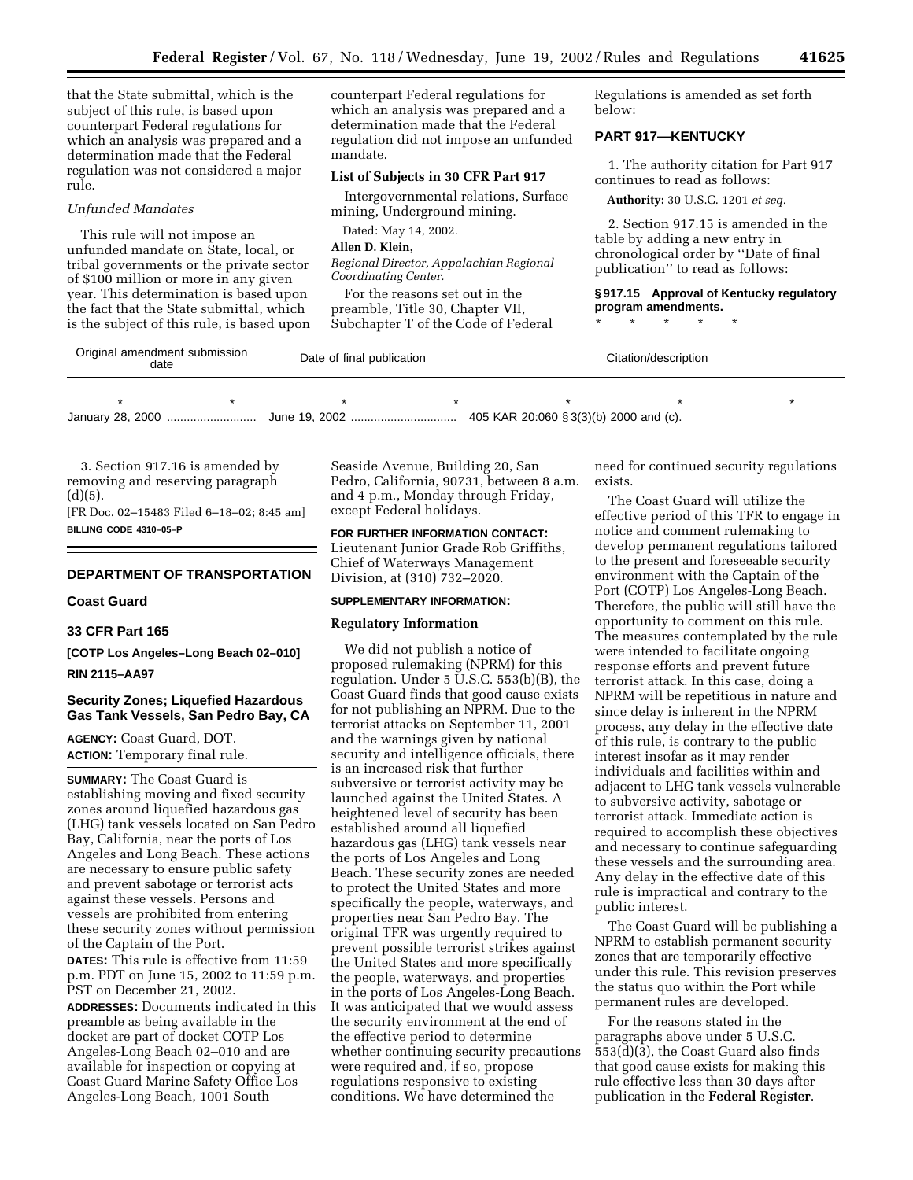that the State submittal, which is the subject of this rule, is based upon counterpart Federal regulations for which an analysis was prepared and a determination made that the Federal regulation was not considered a major rule.

*Unfunded Mandates*

This rule will not impose an unfunded mandate on State, local, or tribal governments or the private sector of $100 million or more in any given year. This determination is based upon the fact that the State submittal, which is the subject of this rule, is based upon counterpart Federal regulations for which an analysis was prepared and a determination made that the Federal regulation did not impose an unfunded mandate.

**List of Subjects in 30 CFR Part 917**

Intergovernmental relations, Surface mining, Underground mining.

Dated: May 14, 2002.

**Allen D. Klein,**

*Regional Director, Appalachian Regional Coordinating Center.*

For the reasons set out in the preamble, Title 30, Chapter VII, Subchapter T of the Code of Federal Regulations is amended as set forth below:

**PART 917—KENTUCKY**

1. The authority citation for Part 917 continues to read as follows:

**Authority:** 30 U.S.C. 1201 *et seq.*

2. Section 917.15 is amended in the table by adding a new entry in chronological order by ''Date of final publication'' to read as follows:

**§ 917.15 Approval of Kentucky regulatory program amendments.**

\* \* \* \* \*

| Original amendment submission date | Date of final publication | Citation/description |
|---|---|---|
| * * | * * | * * * |
| January 28, 2000 | June 19, 2002 | 405 KAR 20:060 § 3(3)(b) 2000 and (c). |

3. Section 917.16 is amended by removing and reserving paragraph (d)(5).

[FR Doc. 02–15483 Filed 6–18–02; 8:45 am]

**BILLING CODE 4310–05–P**

## DEPARTMENT OF TRANSPORTATION

### Coast Guard

### 33 CFR Part 165

**[COTP Los Angeles–Long Beach 02–010]**

**RIN 2115–AA97**

### Security Zones; Liquefied Hazardous Gas Tank Vessels, San Pedro Bay, CA

**AGENCY:** Coast Guard, DOT.

**ACTION:** Temporary final rule.

**SUMMARY:** The Coast Guard is establishing moving and fixed security zones around liquefied hazardous gas (LHG) tank vessels located on San Pedro Bay, California, near the ports of Los Angeles and Long Beach. These actions are necessary to ensure public safety and prevent sabotage or terrorist acts against these vessels. Persons and vessels are prohibited from entering these security zones without permission of the Captain of the Port.

**DATES:** This rule is effective from 11:59 p.m. PDT on June 15, 2002 to 11:59 p.m. PST on December 21, 2002.

**ADDRESSES:** Documents indicated in this preamble as being available in the docket are part of docket COTP Los Angeles-Long Beach 02–010 and are available for inspection or copying at Coast Guard Marine Safety Office Los Angeles-Long Beach, 1001 South Seaside Avenue, Building 20, San Pedro, California, 90731, between 8 a.m. and 4 p.m., Monday through Friday, except Federal holidays.

**FOR FURTHER INFORMATION CONTACT:** Lieutenant Junior Grade Rob Griffiths, Chief of Waterways Management Division, at (310) 732–2020.

**SUPPLEMENTARY INFORMATION:**

**Regulatory Information**

We did not publish a notice of proposed rulemaking (NPRM) for this regulation. Under 5 U.S.C. 553(b)(B), the Coast Guard finds that good cause exists for not publishing an NPRM. Due to the terrorist attacks on September 11, 2001 and the warnings given by national security and intelligence officials, there is an increased risk that further subversive or terrorist activity may be launched against the United States. A heightened level of security has been established around all liquefied hazardous gas (LHG) tank vessels near the ports of Los Angeles and Long Beach. These security zones are needed to protect the United States and more specifically the people, waterways, and properties near San Pedro Bay. The original TFR was urgently required to prevent possible terrorist strikes against the United States and more specifically the people, waterways, and properties in the ports of Los Angeles-Long Beach. It was anticipated that we would assess the security environment at the end of the effective period to determine whether continuing security precautions were required and, if so, propose regulations responsive to existing conditions. We have determined the need for continued security regulations exists.

The Coast Guard will utilize the effective period of this TFR to engage in notice and comment rulemaking to develop permanent regulations tailored to the present and foreseeable security environment with the Captain of the Port (COTP) Los Angeles-Long Beach. Therefore, the public will still have the opportunity to comment on this rule. The measures contemplated by the rule were intended to facilitate ongoing response efforts and prevent future terrorist attack. In this case, doing a NPRM will be repetitious in nature and since delay is inherent in the NPRM process, any delay in the effective date of this rule, is contrary to the public interest insofar as it may render individuals and facilities within and adjacent to LHG tank vessels vulnerable to subversive activity, sabotage or terrorist attack. Immediate action is required to accomplish these objectives and necessary to continue safeguarding these vessels and the surrounding area. Any delay in the effective date of this rule is impractical and contrary to the public interest.

The Coast Guard will be publishing a NPRM to establish permanent security zones that are temporarily effective under this rule. This revision preserves the status quo within the Port while permanent rules are developed.

For the reasons stated in the paragraphs above under 5 U.S.C. 553(d)(3), the Coast Guard also finds that good cause exists for making this rule effective less than 30 days after publication in the **Federal Register**.